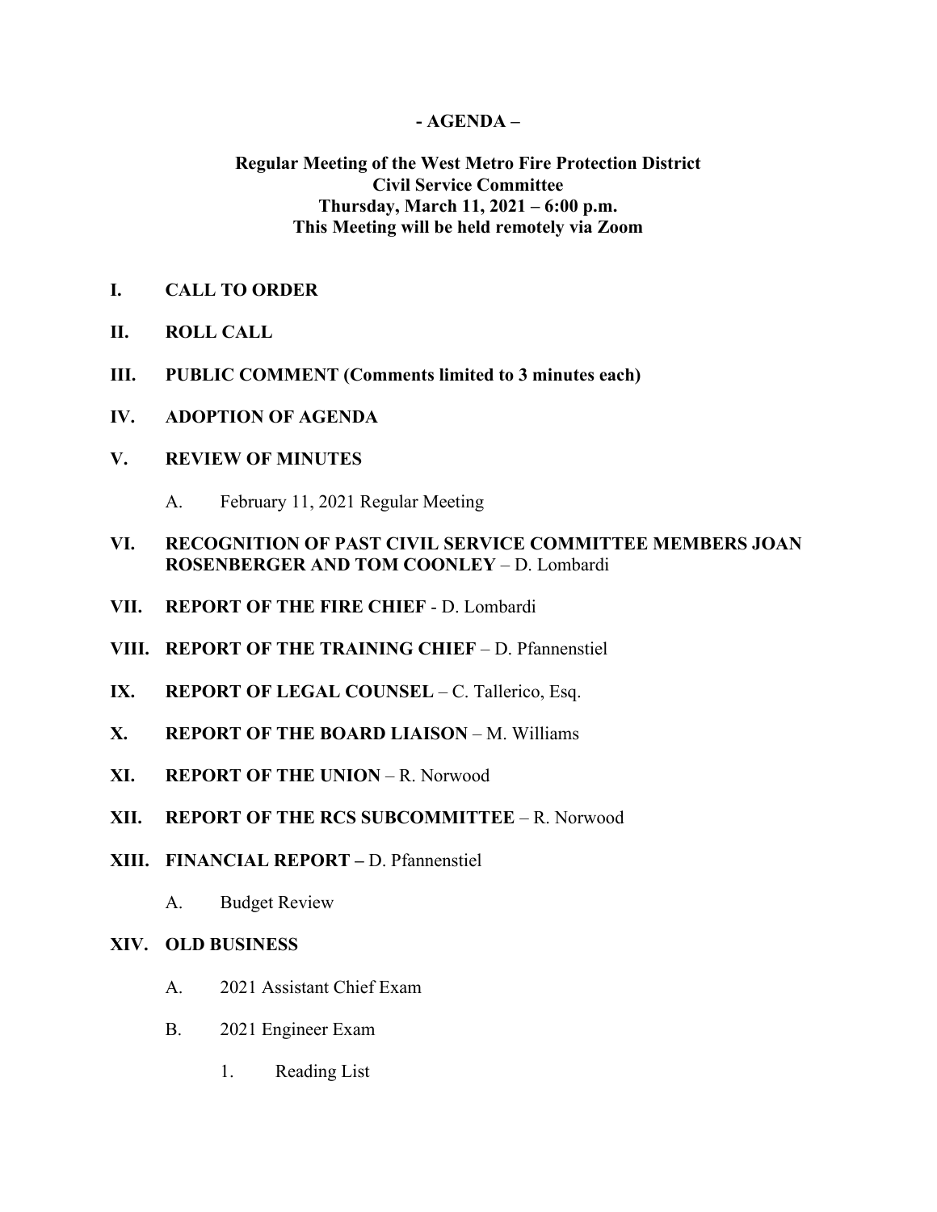**- AGENDA –**

**Regular Meeting of the West Metro Fire Protection District**
**Civil Service Committee**
**Thursday, March 11, 2021 – 6:00 p.m.**
**This Meeting will be held remotely via Zoom**

**I. CALL TO ORDER**

**II. ROLL CALL**

**III. PUBLIC COMMENT (Comments limited to 3 minutes each)**

**IV. ADOPTION OF AGENDA**

**V. REVIEW OF MINUTES**

A. February 11, 2021 Regular Meeting

**VI. RECOGNITION OF PAST CIVIL SERVICE COMMITTEE MEMBERS JOAN ROSENBERGER AND TOM COONLEY** – D. Lombardi

**VII. REPORT OF THE FIRE CHIEF** - D. Lombardi

**VIII. REPORT OF THE TRAINING CHIEF** – D. Pfannenstiel

**IX. REPORT OF LEGAL COUNSEL** – C. Tallerico, Esq.

**X. REPORT OF THE BOARD LIAISON** – M. Williams

**XI. REPORT OF THE UNION** – R. Norwood

**XII. REPORT OF THE RCS SUBCOMMITTEE** – R. Norwood

**XIII. FINANCIAL REPORT –** D. Pfannenstiel

A. Budget Review

**XIV. OLD BUSINESS**

A. 2021 Assistant Chief Exam

B. 2021 Engineer Exam

1. Reading List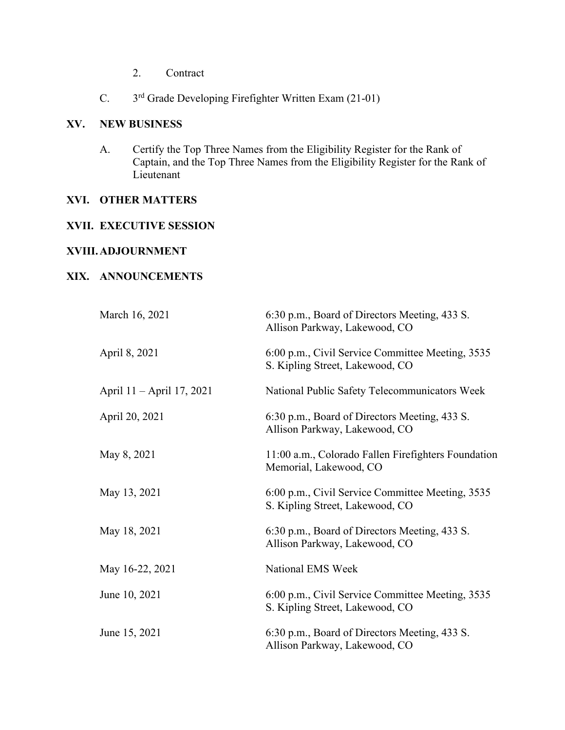2. Contract

C. 3rd Grade Developing Firefighter Written Exam (21-01)

## XV. NEW BUSINESS

A. Certify the Top Three Names from the Eligibility Register for the Rank of Captain, and the Top Three Names from the Eligibility Register for the Rank of Lieutenant

## XVI. OTHER MATTERS

## XVII. EXECUTIVE SESSION

## XVIII. ADJOURNMENT

## XIX. ANNOUNCEMENTS

| | |
|---|---|
| March 16, 2021 | 6:30 p.m., Board of Directors Meeting, 433 S. Allison Parkway, Lakewood, CO |
| April 8, 2021 | 6:00 p.m., Civil Service Committee Meeting, 3535 S. Kipling Street, Lakewood, CO |
| April 11 – April 17, 2021 | National Public Safety Telecommunicators Week |
| April 20, 2021 | 6:30 p.m., Board of Directors Meeting, 433 S. Allison Parkway, Lakewood, CO |
| May 8, 2021 | 11:00 a.m., Colorado Fallen Firefighters Foundation Memorial, Lakewood, CO |
| May 13, 2021 | 6:00 p.m., Civil Service Committee Meeting, 3535 S. Kipling Street, Lakewood, CO |
| May 18, 2021 | 6:30 p.m., Board of Directors Meeting, 433 S. Allison Parkway, Lakewood, CO |
| May 16-22, 2021 | National EMS Week |
| June 10, 2021 | 6:00 p.m., Civil Service Committee Meeting, 3535 S. Kipling Street, Lakewood, CO |
| June 15, 2021 | 6:30 p.m., Board of Directors Meeting, 433 S. Allison Parkway, Lakewood, CO |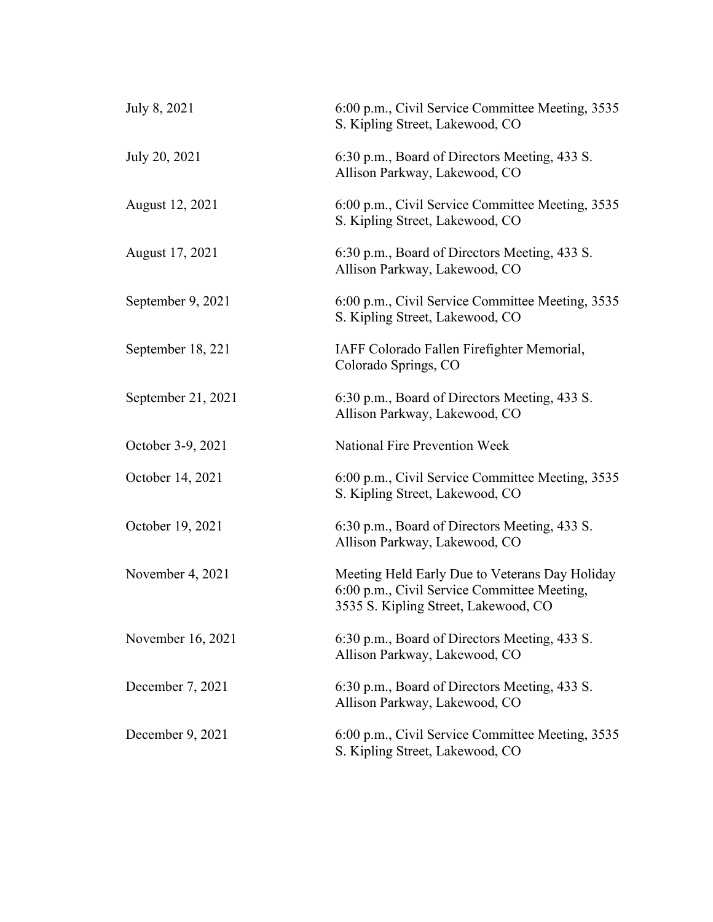| | |
|---|---|
| July 8, 2021 | 6:00 p.m., Civil Service Committee Meeting, 3535 S. Kipling Street, Lakewood, CO |
| July 20, 2021 | 6:30 p.m., Board of Directors Meeting, 433 S. Allison Parkway, Lakewood, CO |
| August 12, 2021 | 6:00 p.m., Civil Service Committee Meeting, 3535 S. Kipling Street, Lakewood, CO |
| August 17, 2021 | 6:30 p.m., Board of Directors Meeting, 433 S. Allison Parkway, Lakewood, CO |
| September 9, 2021 | 6:00 p.m., Civil Service Committee Meeting, 3535 S. Kipling Street, Lakewood, CO |
| September 18, 221 | IAFF Colorado Fallen Firefighter Memorial, Colorado Springs, CO |
| September 21, 2021 | 6:30 p.m., Board of Directors Meeting, 433 S. Allison Parkway, Lakewood, CO |
| October 3-9, 2021 | National Fire Prevention Week |
| October 14, 2021 | 6:00 p.m., Civil Service Committee Meeting, 3535 S. Kipling Street, Lakewood, CO |
| October 19, 2021 | 6:30 p.m., Board of Directors Meeting, 433 S. Allison Parkway, Lakewood, CO |
| November 4, 2021 | Meeting Held Early Due to Veterans Day Holiday 6:00 p.m., Civil Service Committee Meeting, 3535 S. Kipling Street, Lakewood, CO |
| November 16, 2021 | 6:30 p.m., Board of Directors Meeting, 433 S. Allison Parkway, Lakewood, CO |
| December 7, 2021 | 6:30 p.m., Board of Directors Meeting, 433 S. Allison Parkway, Lakewood, CO |
| December 9, 2021 | 6:00 p.m., Civil Service Committee Meeting, 3535 S. Kipling Street, Lakewood, CO |